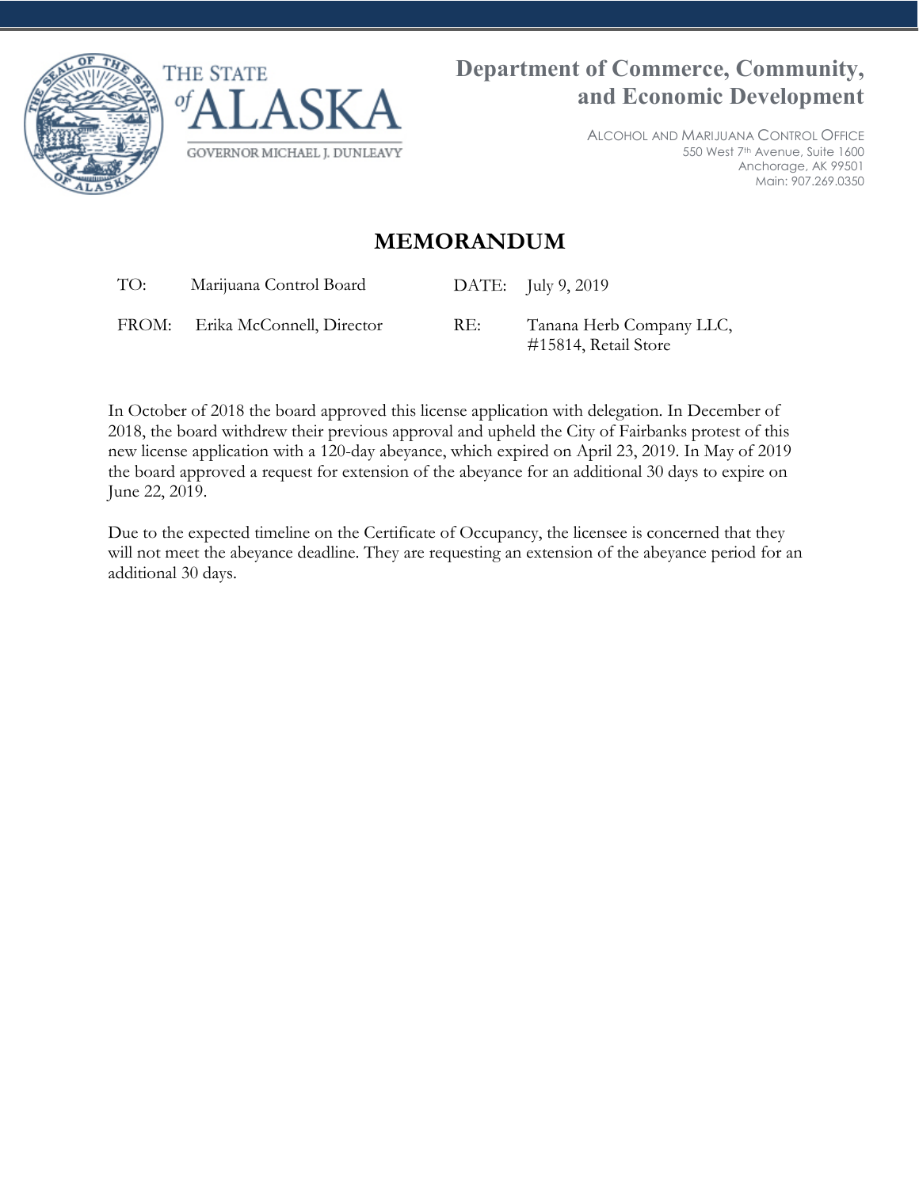THE STATE of ALASKA

GOVERNOR MICHAEL J. DUNLEAVY

**Department of Commerce, Community, and Economic Development**

ALCOHOL AND MARIJUANA CONTROL OFFICE
550 West 7th Avenue, Suite 1600
Anchorage, AK 99501
Main: 907.269.0350

# MEMORANDUM

| | | | |
|---|---|---|---|
| TO: | Marijuana Control Board | DATE: | July 9, 2019 |
| FROM: | Erika McConnell, Director | RE: | Tanana Herb Company LLC, #15814, Retail Store |

In October of 2018 the board approved this license application with delegation. In December of 2018, the board withdrew their previous approval and upheld the City of Fairbanks protest of this new license application with a 120-day abeyance, which expired on April 23, 2019. In May of 2019 the board approved a request for extension of the abeyance for an additional 30 days to expire on June 22, 2019.

Due to the expected timeline on the Certificate of Occupancy, the licensee is concerned that they will not meet the abeyance deadline. They are requesting an extension of the abeyance period for an additional 30 days.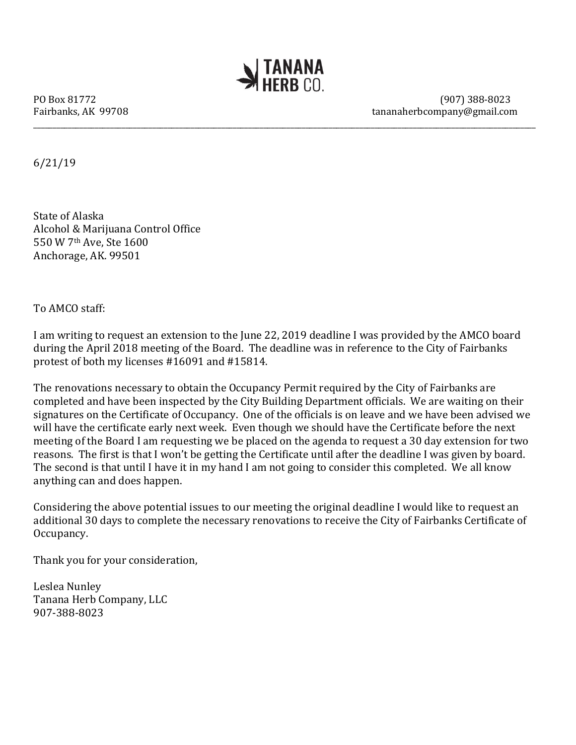**TANANA HERB CO.**

PO Box 81772
Fairbanks, AK 99708

(907) 388-8023
tananaherbcompany@gmail.com

---

6/21/19

State of Alaska
Alcohol & Marijuana Control Office
550 W 7th Ave, Ste 1600
Anchorage, AK. 99501

To AMCO staff:

I am writing to request an extension to the June 22, 2019 deadline I was provided by the AMCO board during the April 2018 meeting of the Board. The deadline was in reference to the City of Fairbanks protest of both my licenses #16091 and #15814.

The renovations necessary to obtain the Occupancy Permit required by the City of Fairbanks are completed and have been inspected by the City Building Department officials. We are waiting on their signatures on the Certificate of Occupancy. One of the officials is on leave and we have been advised we will have the certificate early next week. Even though we should have the Certificate before the next meeting of the Board I am requesting we be placed on the agenda to request a 30 day extension for two reasons. The first is that I won't be getting the Certificate until after the deadline I was given by board. The second is that until I have it in my hand I am not going to consider this completed. We all know anything can and does happen.

Considering the above potential issues to our meeting the original deadline I would like to request an additional 30 days to complete the necessary renovations to receive the City of Fairbanks Certificate of Occupancy.

Thank you for your consideration,

Leslea Nunley
Tanana Herb Company, LLC
907-388-8023